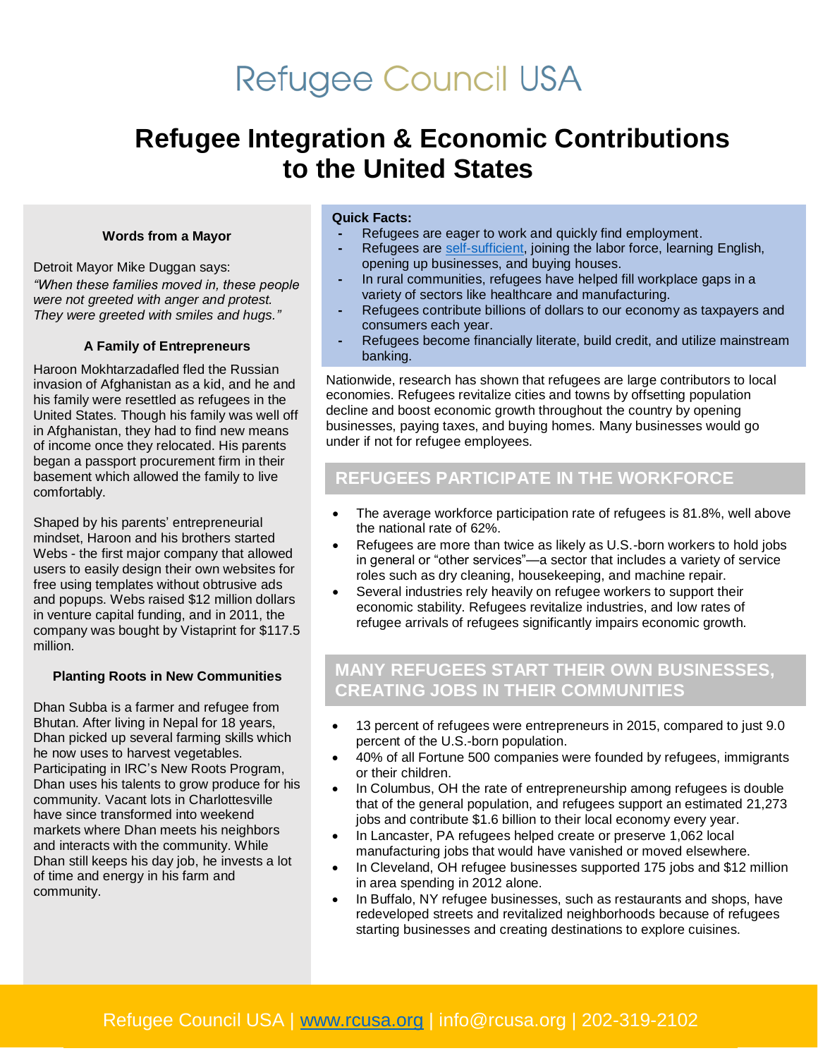# Refugee Council USA

# Refugee Integration & Economic Contributions to the United States

### Words from a Mayor

Detroit Mayor Mike Duggan says:

*"When these families moved in, these people were not greeted with anger and protest. They were greeted with smiles and hugs."*

### A Family of Entrepreneurs

Haroon Mokhtarzadafled fled the Russian invasion of Afghanistan as a kid, and he and his family were resettled as refugees in the United States. Though his family was well off in Afghanistan, they had to find new means of income once they relocated. His parents began a passport procurement firm in their basement which allowed the family to live comfortably.

Shaped by his parents' entrepreneurial mindset, Haroon and his brothers started Webs - the first major company that allowed users to easily design their own websites for free using templates without obtrusive ads and popups. Webs raised $12 million dollars in venture capital funding, and in 2011, the company was bought by Vistaprint for $117.5 million.

### Planting Roots in New Communities

Dhan Subba is a farmer and refugee from Bhutan. After living in Nepal for 18 years, Dhan picked up several farming skills which he now uses to harvest vegetables. Participating in IRC's New Roots Program, Dhan uses his talents to grow produce for his community. Vacant lots in Charlottesville have since transformed into weekend markets where Dhan meets his neighbors and interacts with the community. While Dhan still keeps his day job, he invests a lot of time and energy in his farm and community.

**Quick Facts:**

- Refugees are eager to work and quickly find employment.
- Refugees are self-sufficient, joining the labor force, learning English, opening up businesses, and buying houses.
- In rural communities, refugees have helped fill workplace gaps in a variety of sectors like healthcare and manufacturing.
- Refugees contribute billions of dollars to our economy as taxpayers and consumers each year.
- Refugees become financially literate, build credit, and utilize mainstream banking.

Nationwide, research has shown that refugees are large contributors to local economies. Refugees revitalize cities and towns by offsetting population decline and boost economic growth throughout the country by opening businesses, paying taxes, and buying homes. Many businesses would go under if not for refugee employees.

## REFUGEES PARTICIPATE IN THE WORKFORCE

- The average workforce participation rate of refugees is 81.8%, well above the national rate of 62%.
- Refugees are more than twice as likely as U.S.-born workers to hold jobs in general or "other services"—a sector that includes a variety of service roles such as dry cleaning, housekeeping, and machine repair.
- Several industries rely heavily on refugee workers to support their economic stability. Refugees revitalize industries, and low rates of refugee arrivals of refugees significantly impairs economic growth.

## MANY REFUGEES START THEIR OWN BUSINESSES, CREATING JOBS IN THEIR COMMUNITIES

- 13 percent of refugees were entrepreneurs in 2015, compared to just 9.0 percent of the U.S.-born population.
- 40% of all Fortune 500 companies were founded by refugees, immigrants or their children.
- In Columbus, OH the rate of entrepreneurship among refugees is double that of the general population, and refugees support an estimated 21,273 jobs and contribute $1.6 billion to their local economy every year.
- In Lancaster, PA refugees helped create or preserve 1,062 local manufacturing jobs that would have vanished or moved elsewhere.
- In Cleveland, OH refugee businesses supported 175 jobs and $12 million in area spending in 2012 alone.
- In Buffalo, NY refugee businesses, such as restaurants and shops, have redeveloped streets and revitalized neighborhoods because of refugees starting businesses and creating destinations to explore cuisines.

Refugee Council USA | www.rcusa.org | info@rcusa.org | 202-319-2102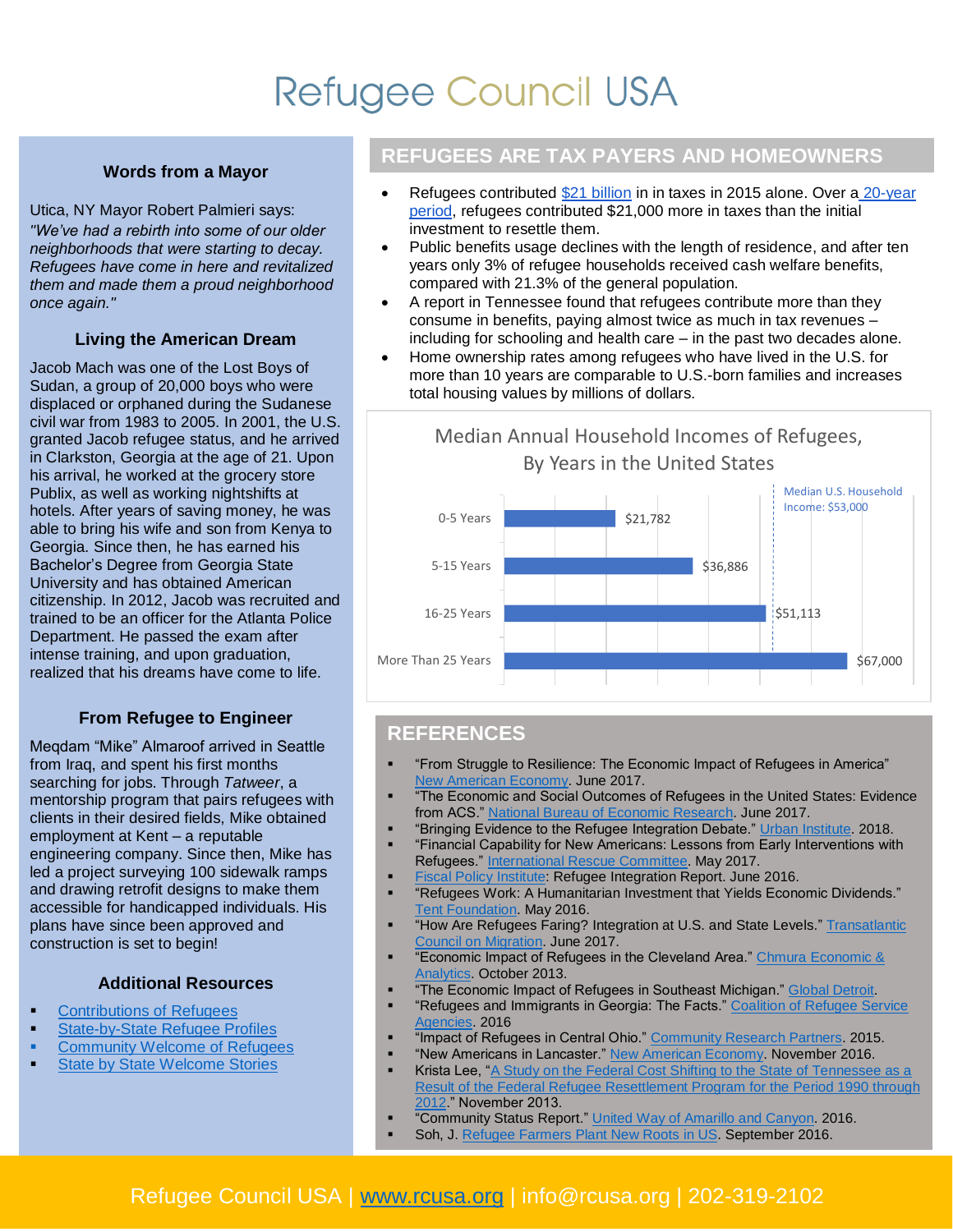# Refugee Council USA

### Words from a Mayor

Utica, NY Mayor Robert Palmieri says:
*"We've had a rebirth into some of our older neighborhoods that were starting to decay. Refugees have come in here and revitalized them and made them a proud neighborhood once again."*

### Living the American Dream

Jacob Mach was one of the Lost Boys of Sudan, a group of 20,000 boys who were displaced or orphaned during the Sudanese civil war from 1983 to 2005. In 2001, the U.S. granted Jacob refugee status, and he arrived in Clarkston, Georgia at the age of 21. Upon his arrival, he worked at the grocery store Publix, as well as working nightshifts at hotels. After years of saving money, he was able to bring his wife and son from Kenya to Georgia. Since then, he has earned his Bachelor's Degree from Georgia State University and has obtained American citizenship. In 2012, Jacob was recruited and trained to be an officer for the Atlanta Police Department. He passed the exam after intense training, and upon graduation, realized that his dreams have come to life.

### From Refugee to Engineer

Meqdam "Mike" Almaroof arrived in Seattle from Iraq, and spent his first months searching for jobs. Through *Tatweer*, a mentorship program that pairs refugees with clients in their desired fields, Mike obtained employment at Kent – a reputable engineering company. Since then, Mike has led a project surveying 100 sidewalk ramps and drawing retrofit designs to make them accessible for handicapped individuals. His plans have since been approved and construction is set to begin!

### Additional Resources

- Contributions of Refugees
- State-by-State Refugee Profiles
- Community Welcome of Refugees
- State by State Welcome Stories

## REFUGEES ARE TAX PAYERS AND HOMEOWNERS

- Refugees contributed $21 billion in in taxes in 2015 alone. Over a 20-year period, refugees contributed $21,000 more in taxes than the initial investment to resettle them.
- Public benefits usage declines with the length of residence, and after ten years only 3% of refugee households received cash welfare benefits, compared with 21.3% of the general population.
- A report in Tennessee found that refugees contribute more than they consume in benefits, paying almost twice as much in tax revenues – including for schooling and health care – in the past two decades alone.
- Home ownership rates among refugees who have lived in the U.S. for more than 10 years are comparable to U.S.-born families and increases total housing values by millions of dollars.

Median Annual Household Incomes of Refugees, By Years in the United States

Median U.S. Household Income: $53,000

0-5 Years $21,782

5-15 Years $36,886

16-25 Years $51,113

More Than 25 Years $67,000

## REFERENCES

- "From Struggle to Resilience: The Economic Impact of Refugees in America" New American Economy. June 2017.
- "The Economic and Social Outcomes of Refugees in the United States: Evidence from ACS." National Bureau of Economic Research. June 2017.
- "Bringing Evidence to the Refugee Integration Debate." Urban Institute. 2018.
- "Financial Capability for New Americans: Lessons from Early Interventions with Refugees." International Rescue Committee. May 2017.
- Fiscal Policy Institute: Refugee Integration Report. June 2016.
- "Refugees Work: A Humanitarian Investment that Yields Economic Dividends." Tent Foundation. May 2016.
- "How Are Refugees Faring? Integration at U.S. and State Levels." Transatlantic Council on Migration. June 2017.
- "Economic Impact of Refugees in the Cleveland Area." Chmura Economic & Analytics. October 2013.
- "The Economic Impact of Refugees in Southeast Michigan." Global Detroit.
- "Refugees and Immigrants in Georgia: The Facts." Coalition of Refugee Service Agencies. 2016
- "Impact of Refugees in Central Ohio." Community Research Partners. 2015.
- "New Americans in Lancaster." New American Economy. November 2016.
- Krista Lee, "A Study on the Federal Cost Shifting to the State of Tennessee as a Result of the Federal Refugee Resettlement Program for the Period 1990 through 2012." November 2013.
- "Community Status Report." United Way of Amarillo and Canyon. 2016.
- Soh, J. Refugee Farmers Plant New Roots in US. September 2016.

Refugee Council USA | www.rcusa.org | info@rcusa.org | 202-319-2102